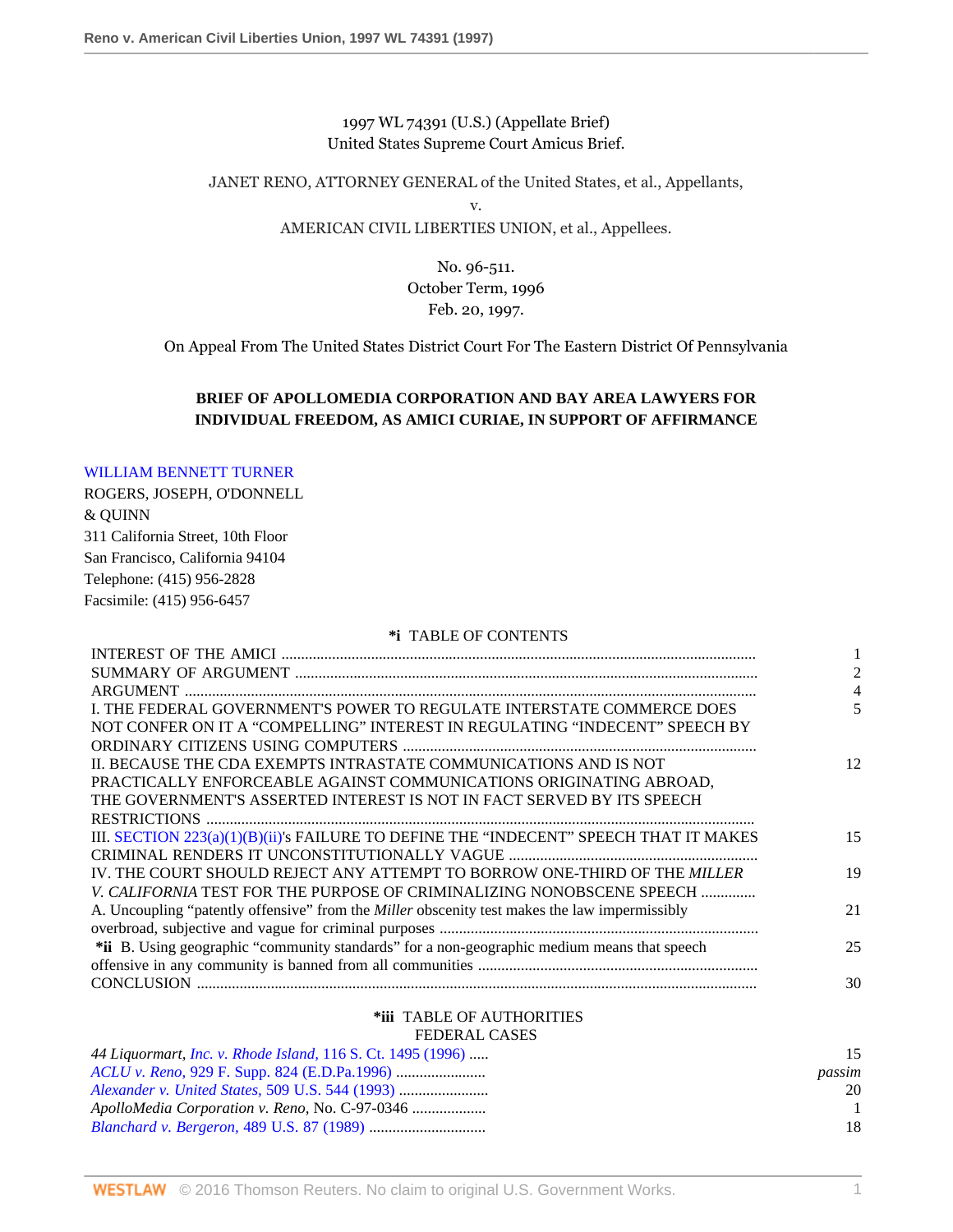1997 WL 74391 (U.S.) (Appellate Brief)
United States Supreme Court Amicus Brief.

JANET RENO, ATTORNEY GENERAL of the United States, et al., Appellants,

v.

AMERICAN CIVIL LIBERTIES UNION, et al., Appellees.

No. 96-511.
October Term, 1996
Feb. 20, 1997.

On Appeal From The United States District Court For The Eastern District Of Pennsylvania

**BRIEF OF APOLLOMEDIA CORPORATION AND BAY AREA LAWYERS FOR INDIVIDUAL FREEDOM, AS AMICI CURIAE, IN SUPPORT OF AFFIRMANCE**

WILLIAM BENNETT TURNER
ROGERS, JOSEPH, O'DONNELL
& QUINN
311 California Street, 10th Floor
San Francisco, California 94104
Telephone: (415) 956-2828
Facsimile: (415) 956-6457

**\*i** TABLE OF CONTENTS

| | |
|---|---|
| INTEREST OF THE AMICI | 1 |
| SUMMARY OF ARGUMENT | 2 |
| ARGUMENT | 4 |
| I. THE FEDERAL GOVERNMENT'S POWER TO REGULATE INTERSTATE COMMERCE DOES NOT CONFER ON IT A "COMPELLING" INTEREST IN REGULATING "INDECENT" SPEECH BY ORDINARY CITIZENS USING COMPUTERS | 5 |
| II. BECAUSE THE CDA EXEMPTS INTRASTATE COMMUNICATIONS AND IS NOT PRACTICALLY ENFORCEABLE AGAINST COMMUNICATIONS ORIGINATING ABROAD, THE GOVERNMENT'S ASSERTED INTEREST IS NOT IN FACT SERVED BY ITS SPEECH RESTRICTIONS | 12 |
| III. SECTION 223(a)(1)(B)(ii)'s FAILURE TO DEFINE THE "INDECENT" SPEECH THAT IT MAKES CRIMINAL RENDERS IT UNCONSTITUTIONALLY VAGUE | 15 |
| IV. THE COURT SHOULD REJECT ANY ATTEMPT TO BORROW ONE-THIRD OF THE *MILLER V. CALIFORNIA* TEST FOR THE PURPOSE OF CRIMINALIZING NONOBSCENE SPEECH | 19 |
| A. Uncoupling "patently offensive" from the *Miller* obscenity test makes the law impermissibly overbroad, subjective and vague for criminal purposes | 21 |
| **\*ii** B. Using geographic "community standards" for a non-geographic medium means that speech offensive in any community is banned from all communities | 25 |
| CONCLUSION | 30 |

**\*iii** TABLE OF AUTHORITIES

FEDERAL CASES

| | |
|---|---|
| *44 Liquormart, Inc. v. Rhode Island,* 116 S. Ct. 1495 (1996) | 15 |
| *ACLU v. Reno,* 929 F. Supp. 824 (E.D.Pa.1996) | *passim* |
| *Alexander v. United States,* 509 U.S. 544 (1993) | 20 |
| *ApolloMedia Corporation v. Reno,* No. C-97-0346 | 1 |
| *Blanchard v. Bergeron,* 489 U.S. 87 (1989) | 18 |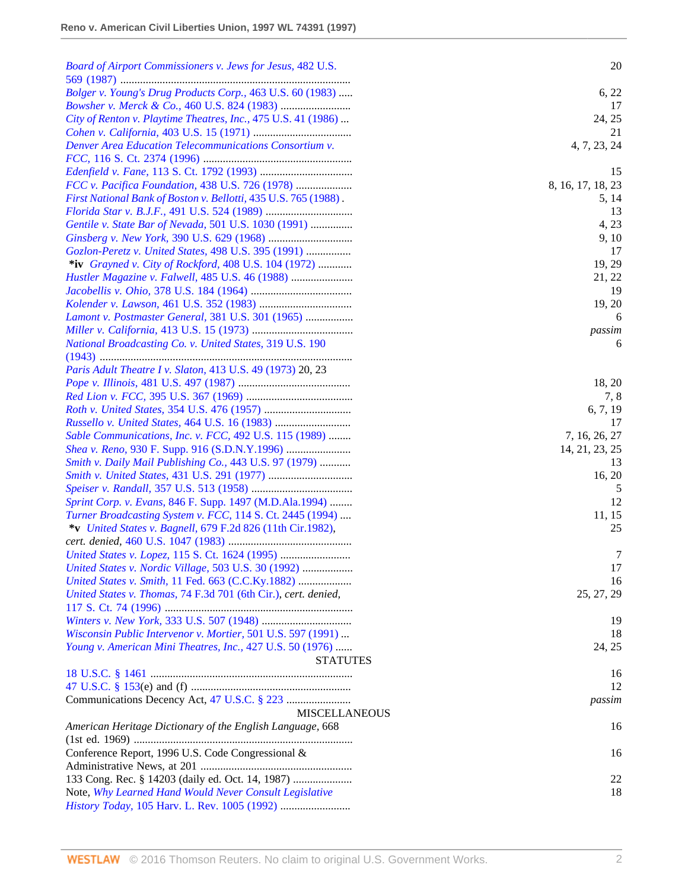| | |
|---|---|
| *Board of Airport Commissioners v. Jews for Jesus,* 482 U.S. 569 (1987) | 20 |
| *Bolger v. Young's Drug Products Corp.,* 463 U.S. 60 (1983) | 6, 22 |
| *Bowsher v. Merck & Co.,* 460 U.S. 824 (1983) | 17 |
| *City of Renton v. Playtime Theatres, Inc.,* 475 U.S. 41 (1986) | 24, 25 |
| *Cohen v. California,* 403 U.S. 15 (1971) | 21 |
| *Denver Area Education Telecommunications Consortium v. FCC,* 116 S. Ct. 2374 (1996) | 4, 7, 23, 24 |
| *Edenfield v. Fane,* 113 S. Ct. 1792 (1993) | 15 |
| *FCC v. Pacifica Foundation,* 438 U.S. 726 (1978) | 8, 16, 17, 18, 23 |
| *First National Bank of Boston v. Bellotti,* 435 U.S. 765 (1988) | 5, 14 |
| *Florida Star v. B.J.F.,* 491 U.S. 524 (1989) | 13 |
| *Gentile v. State Bar of Nevada,* 501 U.S. 1030 (1991) | 4, 23 |
| *Ginsberg v. New York,* 390 U.S. 629 (1968) | 9, 10 |
| *Gozlon-Peretz v. United States,* 498 U.S. 395 (1991) | 17 |
| **\*iv** *Grayned v. City of Rockford,* 408 U.S. 104 (1972) | 19, 29 |
| *Hustler Magazine v. Falwell,* 485 U.S. 46 (1988) | 21, 22 |
| *Jacobellis v. Ohio,* 378 U.S. 184 (1964) | 19 |
| *Kolender v. Lawson,* 461 U.S. 352 (1983) | 19, 20 |
| *Lamont v. Postmaster General,* 381 U.S. 301 (1965) | 6 |
| *Miller v. California,* 413 U.S. 15 (1973) | *passim* |
| *National Broadcasting Co. v. United States,* 319 U.S. 190 (1943) | 6 |
| *Paris Adult Theatre I v. Slaton,* 413 U.S. 49 (1973) | 20, 23 |
| *Pope v. Illinois,* 481 U.S. 497 (1987) | 18, 20 |
| *Red Lion v. FCC,* 395 U.S. 367 (1969) | 7, 8 |
| *Roth v. United States,* 354 U.S. 476 (1957) | 6, 7, 19 |
| *Russello v. United States,* 464 U.S. 16 (1983) | 17 |
| *Sable Communications, Inc. v. FCC,* 492 U.S. 115 (1989) | 7, 16, 26, 27 |
| *Shea v. Reno,* 930 F. Supp. 916 (S.D.N.Y.1996) | 14, 21, 23, 25 |
| *Smith v. Daily Mail Publishing Co.,* 443 U.S. 97 (1979) | 13 |
| *Smith v. United States,* 431 U.S. 291 (1977) | 16, 20 |
| *Speiser v. Randall,* 357 U.S. 513 (1958) | 5 |
| *Sprint Corp. v. Evans,* 846 F. Supp. 1497 (M.D.Ala.1994) | 12 |
| *Turner Broadcasting System v. FCC,* 114 S. Ct. 2445 (1994) | 11, 15 |
| **\*v** *United States v. Bagnell,* 679 F.2d 826 (11th Cir.1982), *cert. denied,* 460 U.S. 1047 (1983) | 25 |
| *United States v. Lopez,* 115 S. Ct. 1624 (1995) | 7 |
| *United States v. Nordic Village,* 503 U.S. 30 (1992) | 17 |
| *United States v. Smith,* 11 Fed. 663 (C.C.Ky.1882) | 16 |
| *United States v. Thomas,* 74 F.3d 701 (6th Cir.), *cert. denied,* 117 S. Ct. 74 (1996) | 25, 27, 29 |
| *Winters v. New York,* 333 U.S. 507 (1948) | 19 |
| *Wisconsin Public Intervenor v. Mortier,* 501 U.S. 597 (1991) | 18 |
| *Young v. American Mini Theatres, Inc.,* 427 U.S. 50 (1976) | 24, 25 |
| **STATUTES** | |
| 18 U.S.C. § 1461 | 16 |
| 47 U.S.C. § 153(e) and (f) | 12 |
| Communications Decency Act, 47 U.S.C. § 223 | *passim* |
| **MISCELLANEOUS** | |
| *American Heritage Dictionary of the English Language,* 668 (1st ed. 1969) | 16 |
| Conference Report, 1996 U.S. Code Congressional & Administrative News, at 201 | 16 |
| 133 Cong. Rec. § 14203 (daily ed. Oct. 14, 1987) | 22 |
| Note, *Why Learned Hand Would Never Consult Legislative History Today,* 105 Harv. L. Rev. 1005 (1992) | 18 |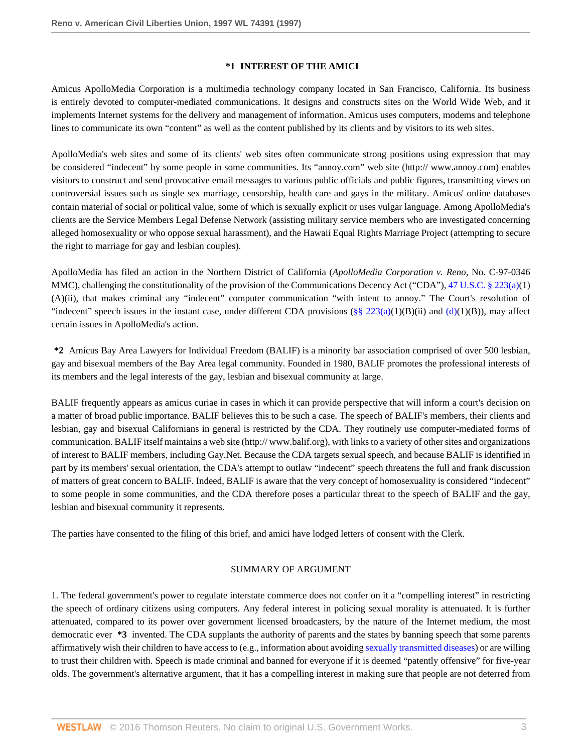## *1 INTEREST OF THE AMICI

Amicus ApolloMedia Corporation is a multimedia technology company located in San Francisco, California. Its business is entirely devoted to computer-mediated communications. It designs and constructs sites on the World Wide Web, and it implements Internet systems for the delivery and management of information. Amicus uses computers, modems and telephone lines to communicate its own "content" as well as the content published by its clients and by visitors to its web sites.

ApolloMedia's web sites and some of its clients' web sites often communicate strong positions using expression that may be considered "indecent" by some people in some communities. Its "annoy.com" web site (http:// www.annoy.com) enables visitors to construct and send provocative email messages to various public officials and public figures, transmitting views on controversial issues such as single sex marriage, censorship, health care and gays in the military. Amicus' online databases contain material of social or political value, some of which is sexually explicit or uses vulgar language. Among ApolloMedia's clients are the Service Members Legal Defense Network (assisting military service members who are investigated concerning alleged homosexuality or who oppose sexual harassment), and the Hawaii Equal Rights Marriage Project (attempting to secure the right to marriage for gay and lesbian couples).

ApolloMedia has filed an action in the Northern District of California (*ApolloMedia Corporation v. Reno*, No. C-97-0346 MMC), challenging the constitutionality of the provision of the Communications Decency Act ("CDA"), 47 U.S.C. § 223(a)(1)(A)(ii), that makes criminal any "indecent" computer communication "with intent to annoy." The Court's resolution of "indecent" speech issues in the instant case, under different CDA provisions (§§ 223(a)(1)(B)(ii) and (d)(1)(B)), may affect certain issues in ApolloMedia's action.

**\*2** Amicus Bay Area Lawyers for Individual Freedom (BALIF) is a minority bar association comprised of over 500 lesbian, gay and bisexual members of the Bay Area legal community. Founded in 1980, BALIF promotes the professional interests of its members and the legal interests of the gay, lesbian and bisexual community at large.

BALIF frequently appears as amicus curiae in cases in which it can provide perspective that will inform a court's decision on a matter of broad public importance. BALIF believes this to be such a case. The speech of BALIF's members, their clients and lesbian, gay and bisexual Californians in general is restricted by the CDA. They routinely use computer-mediated forms of communication. BALIF itself maintains a web site (http:// www.balif.org), with links to a variety of other sites and organizations of interest to BALIF members, including Gay.Net. Because the CDA targets sexual speech, and because BALIF is identified in part by its members' sexual orientation, the CDA's attempt to outlaw "indecent" speech threatens the full and frank discussion of matters of great concern to BALIF. Indeed, BALIF is aware that the very concept of homosexuality is considered "indecent" to some people in some communities, and the CDA therefore poses a particular threat to the speech of BALIF and the gay, lesbian and bisexual community it represents.

The parties have consented to the filing of this brief, and amici have lodged letters of consent with the Clerk.

## SUMMARY OF ARGUMENT

1. The federal government's power to regulate interstate commerce does not confer on it a "compelling interest" in restricting the speech of ordinary citizens using computers. Any federal interest in policing sexual morality is attenuated. It is further attenuated, compared to its power over government licensed broadcasters, by the nature of the Internet medium, the most democratic ever **\*3** invented. The CDA supplants the authority of parents and the states by banning speech that some parents affirmatively wish their children to have access to (e.g., information about avoiding sexually transmitted diseases) or are willing to trust their children with. Speech is made criminal and banned for everyone if it is deemed "patently offensive" for five-year olds. The government's alternative argument, that it has a compelling interest in making sure that people are not deterred from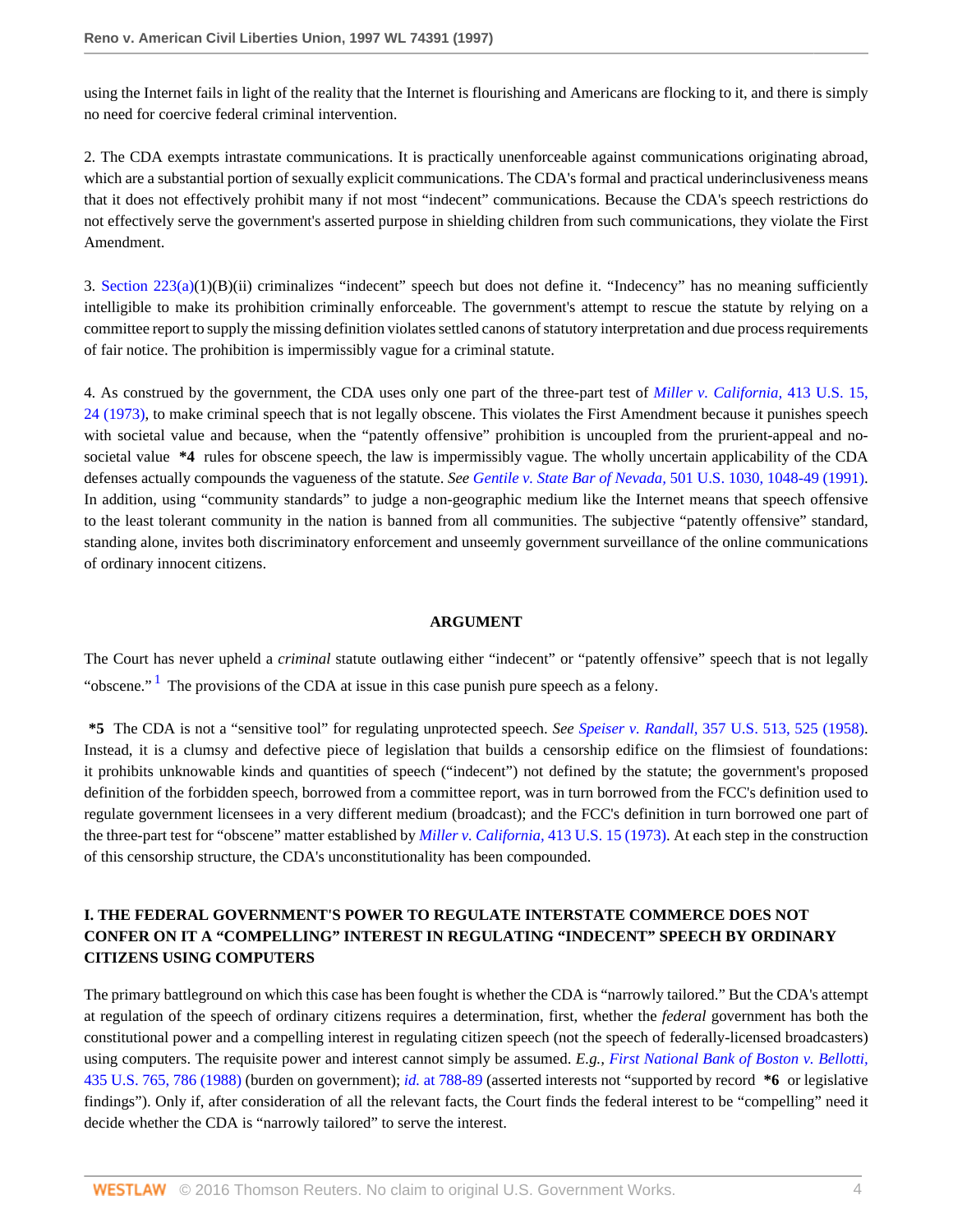using the Internet fails in light of the reality that the Internet is flourishing and Americans are flocking to it, and there is simply no need for coercive federal criminal intervention.

2. The CDA exempts intrastate communications. It is practically unenforceable against communications originating abroad, which are a substantial portion of sexually explicit communications. The CDA's formal and practical underinclusiveness means that it does not effectively prohibit many if not most "indecent" communications. Because the CDA's speech restrictions do not effectively serve the government's asserted purpose in shielding children from such communications, they violate the First Amendment.

3. Section 223(a)(1)(B)(ii) criminalizes "indecent" speech but does not define it. "Indecency" has no meaning sufficiently intelligible to make its prohibition criminally enforceable. The government's attempt to rescue the statute by relying on a committee report to supply the missing definition violates settled canons of statutory interpretation and due process requirements of fair notice. The prohibition is impermissibly vague for a criminal statute.

4. As construed by the government, the CDA uses only one part of the three-part test of *Miller v. California,* 413 U.S. 15, 24 (1973), to make criminal speech that is not legally obscene. This violates the First Amendment because it punishes speech with societal value and because, when the "patently offensive" prohibition is uncoupled from the prurient-appeal and no-societal value **\*4** rules for obscene speech, the law is impermissibly vague. The wholly uncertain applicability of the CDA defenses actually compounds the vagueness of the statute. *See Gentile v. State Bar of Nevada,* 501 U.S. 1030, 1048-49 (1991). In addition, using "community standards" to judge a non-geographic medium like the Internet means that speech offensive to the least tolerant community in the nation is banned from all communities. The subjective "patently offensive" standard, standing alone, invites both discriminatory enforcement and unseemly government surveillance of the online communications of ordinary innocent citizens.

## ARGUMENT

The Court has never upheld a *criminal* statute outlawing either "indecent" or "patently offensive" speech that is not legally "obscene."[1] The provisions of the CDA at issue in this case punish pure speech as a felony.

**\*5** The CDA is not a "sensitive tool" for regulating unprotected speech. *See Speiser v. Randall,* 357 U.S. 513, 525 (1958). Instead, it is a clumsy and defective piece of legislation that builds a censorship edifice on the flimsiest of foundations: it prohibits unknowable kinds and quantities of speech ("indecent") not defined by the statute; the government's proposed definition of the forbidden speech, borrowed from a committee report, was in turn borrowed from the FCC's definition used to regulate government licensees in a very different medium (broadcast); and the FCC's definition in turn borrowed one part of the three-part test for "obscene" matter established by *Miller v. California,* 413 U.S. 15 (1973). At each step in the construction of this censorship structure, the CDA's unconstitutionality has been compounded.

### I. THE FEDERAL GOVERNMENT'S POWER TO REGULATE INTERSTATE COMMERCE DOES NOT CONFER ON IT A "COMPELLING" INTEREST IN REGULATING "INDECENT" SPEECH BY ORDINARY CITIZENS USING COMPUTERS

The primary battleground on which this case has been fought is whether the CDA is "narrowly tailored." But the CDA's attempt at regulation of the speech of ordinary citizens requires a determination, first, whether the *federal* government has both the constitutional power and a compelling interest in regulating citizen speech (not the speech of federally-licensed broadcasters) using computers. The requisite power and interest cannot simply be assumed. *E.g., First National Bank of Boston v. Bellotti,* 435 U.S. 765, 786 (1988) (burden on government); *id.* at 788-89 (asserted interests not "supported by record **\*6** or legislative findings"). Only if, after consideration of all the relevant facts, the Court finds the federal interest to be "compelling" need it decide whether the CDA is "narrowly tailored" to serve the interest.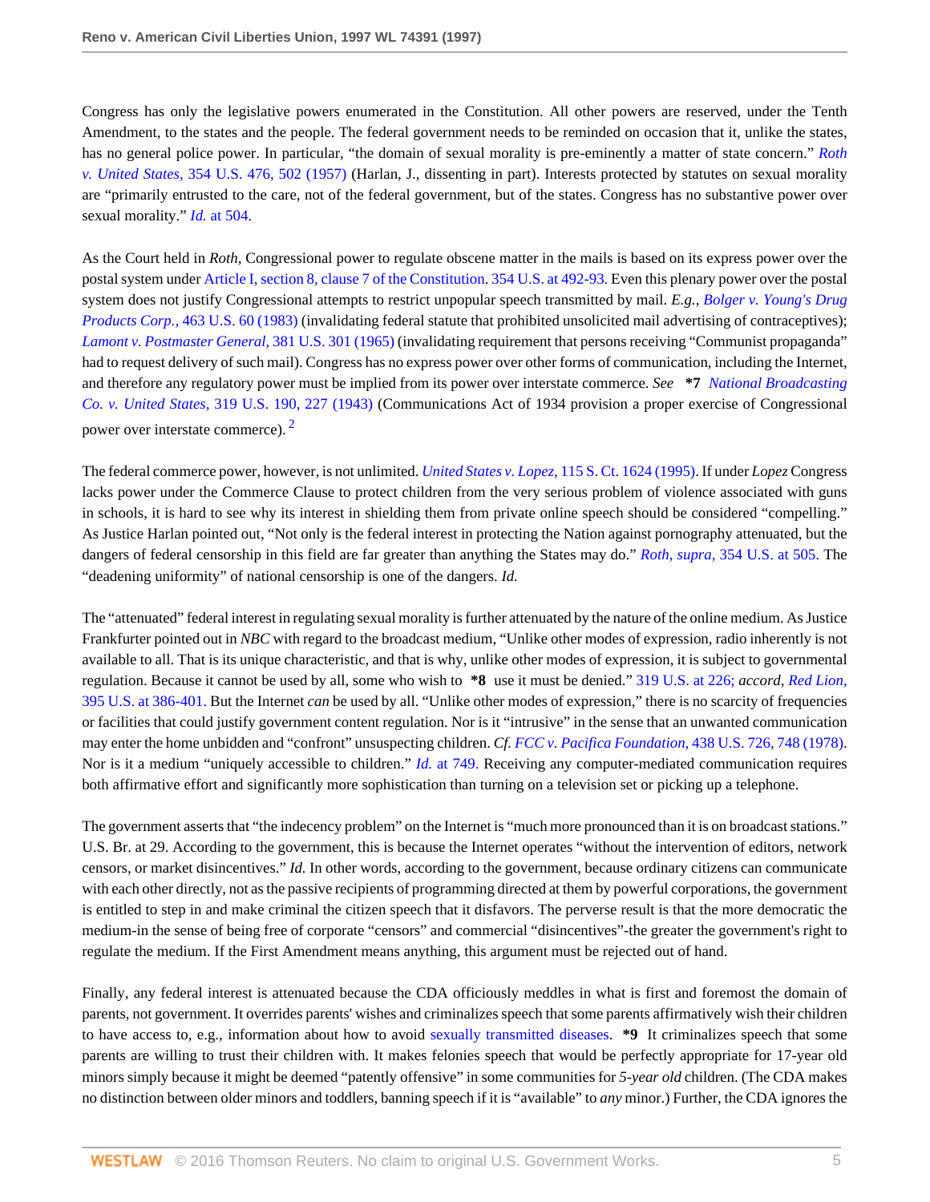Congress has only the legislative powers enumerated in the Constitution. All other powers are reserved, under the Tenth Amendment, to the states and the people. The federal government needs to be reminded on occasion that it, unlike the states, has no general police power. In particular, "the domain of sexual morality is pre-eminently a matter of state concern." *Roth v. United States,* 354 U.S. 476, 502 (1957) (Harlan, J., dissenting in part). Interests protected by statutes on sexual morality are "primarily entrusted to the care, not of the federal government, but of the states. Congress has no substantive power over sexual morality." *Id.* at 504.

As the Court held in *Roth,* Congressional power to regulate obscene matter in the mails is based on its express power over the postal system under Article I, section 8, clause 7 of the Constitution. 354 U.S. at 492-93. Even this plenary power over the postal system does not justify Congressional attempts to restrict unpopular speech transmitted by mail. *E.g., Bolger v. Young's Drug Products Corp.,* 463 U.S. 60 (1983) (invalidating federal statute that prohibited unsolicited mail advertising of contraceptives); *Lamont v. Postmaster General,* 381 U.S. 301 (1965) (invalidating requirement that persons receiving "Communist propaganda" had to request delivery of such mail). Congress has no express power over other forms of communication, including the Internet, and therefore any regulatory power must be implied from its power over interstate commerce. *See* **\*7** *National Broadcasting Co. v. United States,* 319 U.S. 190, 227 (1943) (Communications Act of 1934 provision a proper exercise of Congressional power over interstate commerce). [2]

The federal commerce power, however, is not unlimited. *United States v. Lopez,* 115 S. Ct. 1624 (1995). If under *Lopez* Congress lacks power under the Commerce Clause to protect children from the very serious problem of violence associated with guns in schools, it is hard to see why its interest in shielding them from private online speech should be considered "compelling." As Justice Harlan pointed out, "Not only is the federal interest in protecting the Nation against pornography attenuated, but the dangers of federal censorship in this field are far greater than anything the States may do." *Roth, supra,* 354 U.S. at 505. The "deadening uniformity" of national censorship is one of the dangers. *Id.*

The "attenuated" federal interest in regulating sexual morality is further attenuated by the nature of the online medium. As Justice Frankfurter pointed out in *NBC* with regard to the broadcast medium, "Unlike other modes of expression, radio inherently is not available to all. That is its unique characteristic, and that is why, unlike other modes of expression, it is subject to governmental regulation. Because it cannot be used by all, some who wish to **\*8** use it must be denied." 319 U.S. at 226; *accord, Red Lion,* 395 U.S. at 386-401. But the Internet *can* be used by all. "Unlike other modes of expression," there is no scarcity of frequencies or facilities that could justify government content regulation. Nor is it "intrusive" in the sense that an unwanted communication may enter the home unbidden and "confront" unsuspecting children. *Cf. FCC v. Pacifica Foundation,* 438 U.S. 726, 748 (1978). Nor is it a medium "uniquely accessible to children." *Id.* at 749. Receiving any computer-mediated communication requires both affirmative effort and significantly more sophistication than turning on a television set or picking up a telephone.

The government asserts that "the indecency problem" on the Internet is "much more pronounced than it is on broadcast stations." U.S. Br. at 29. According to the government, this is because the Internet operates "without the intervention of editors, network censors, or market disincentives." *Id.* In other words, according to the government, because ordinary citizens can communicate with each other directly, not as the passive recipients of programming directed at them by powerful corporations, the government is entitled to step in and make criminal the citizen speech that it disfavors. The perverse result is that the more democratic the medium-in the sense of being free of corporate "censors" and commercial "disincentives"-the greater the government's right to regulate the medium. If the First Amendment means anything, this argument must be rejected out of hand.

Finally, any federal interest is attenuated because the CDA officiously meddles in what is first and foremost the domain of parents, not government. It overrides parents' wishes and criminalizes speech that some parents affirmatively wish their children to have access to, e.g., information about how to avoid sexually transmitted diseases. **\*9** It criminalizes speech that some parents are willing to trust their children with. It makes felonies speech that would be perfectly appropriate for 17-year old minors simply because it might be deemed "patently offensive" in some communities for *5-year old* children. (The CDA makes no distinction between older minors and toddlers, banning speech if it is "available" to *any* minor.) Further, the CDA ignores the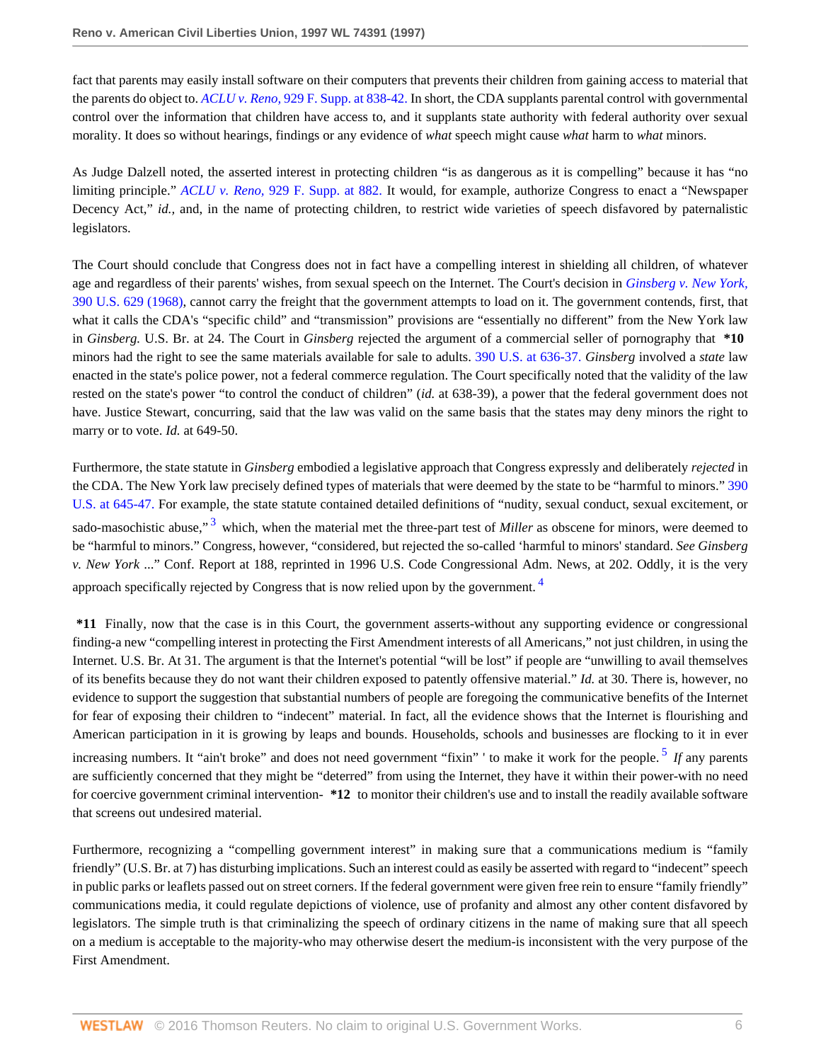fact that parents may easily install software on their computers that prevents their children from gaining access to material that the parents do object to. *ACLU v. Reno,* 929 F. Supp. at 838-42. In short, the CDA supplants parental control with governmental control over the information that children have access to, and it supplants state authority with federal authority over sexual morality. It does so without hearings, findings or any evidence of *what* speech might cause *what* harm to *what* minors.

As Judge Dalzell noted, the asserted interest in protecting children "is as dangerous as it is compelling" because it has "no limiting principle." *ACLU v. Reno,* 929 F. Supp. at 882. It would, for example, authorize Congress to enact a "Newspaper Decency Act," *id.,* and, in the name of protecting children, to restrict wide varieties of speech disfavored by paternalistic legislators.

The Court should conclude that Congress does not in fact have a compelling interest in shielding all children, of whatever age and regardless of their parents' wishes, from sexual speech on the Internet. The Court's decision in *Ginsberg v. New York,* 390 U.S. 629 (1968), cannot carry the freight that the government attempts to load on it. The government contends, first, that what it calls the CDA's "specific child" and "transmission" provisions are "essentially no different" from the New York law in *Ginsberg.* U.S. Br. at 24. The Court in *Ginsberg* rejected the argument of a commercial seller of pornography that **\*10** minors had the right to see the same materials available for sale to adults. 390 U.S. at 636-37. *Ginsberg* involved a *state* law enacted in the state's police power, not a federal commerce regulation. The Court specifically noted that the validity of the law rested on the state's power "to control the conduct of children" (*id.* at 638-39), a power that the federal government does not have. Justice Stewart, concurring, said that the law was valid on the same basis that the states may deny minors the right to marry or to vote. *Id.* at 649-50.

Furthermore, the state statute in *Ginsberg* embodied a legislative approach that Congress expressly and deliberately *rejected* in the CDA. The New York law precisely defined types of materials that were deemed by the state to be "harmful to minors." 390 U.S. at 645-47. For example, the state statute contained detailed definitions of "nudity, sexual conduct, sexual excitement, or sado-masochistic abuse,"[3] which, when the material met the three-part test of *Miller* as obscene for minors, were deemed to be "harmful to minors." Congress, however, "considered, but rejected the so-called 'harmful to minors' standard. *See Ginsberg v. New York* ..." Conf. Report at 188, reprinted in 1996 U.S. Code Congressional Adm. News, at 202. Oddly, it is the very approach specifically rejected by Congress that is now relied upon by the government.[4]

**\*11** Finally, now that the case is in this Court, the government asserts-without any supporting evidence or congressional finding-a new "compelling interest in protecting the First Amendment interests of all Americans," not just children, in using the Internet. U.S. Br. At 31. The argument is that the Internet's potential "will be lost" if people are "unwilling to avail themselves of its benefits because they do not want their children exposed to patently offensive material." *Id.* at 30. There is, however, no evidence to support the suggestion that substantial numbers of people are foregoing the communicative benefits of the Internet for fear of exposing their children to "indecent" material. In fact, all the evidence shows that the Internet is flourishing and American participation in it is growing by leaps and bounds. Households, schools and businesses are flocking to it in ever increasing numbers. It "ain't broke" and does not need government "fixin" ' to make it work for the people.[5] *If* any parents are sufficiently concerned that they might be "deterred" from using the Internet, they have it within their power-with no need for coercive government criminal intervention- **\*12** to monitor their children's use and to install the readily available software that screens out undesired material.

Furthermore, recognizing a "compelling government interest" in making sure that a communications medium is "family friendly" (U.S. Br. at 7) has disturbing implications. Such an interest could as easily be asserted with regard to "indecent" speech in public parks or leaflets passed out on street corners. If the federal government were given free rein to ensure "family friendly" communications media, it could regulate depictions of violence, use of profanity and almost any other content disfavored by legislators. The simple truth is that criminalizing the speech of ordinary citizens in the name of making sure that all speech on a medium is acceptable to the majority-who may otherwise desert the medium-is inconsistent with the very purpose of the First Amendment.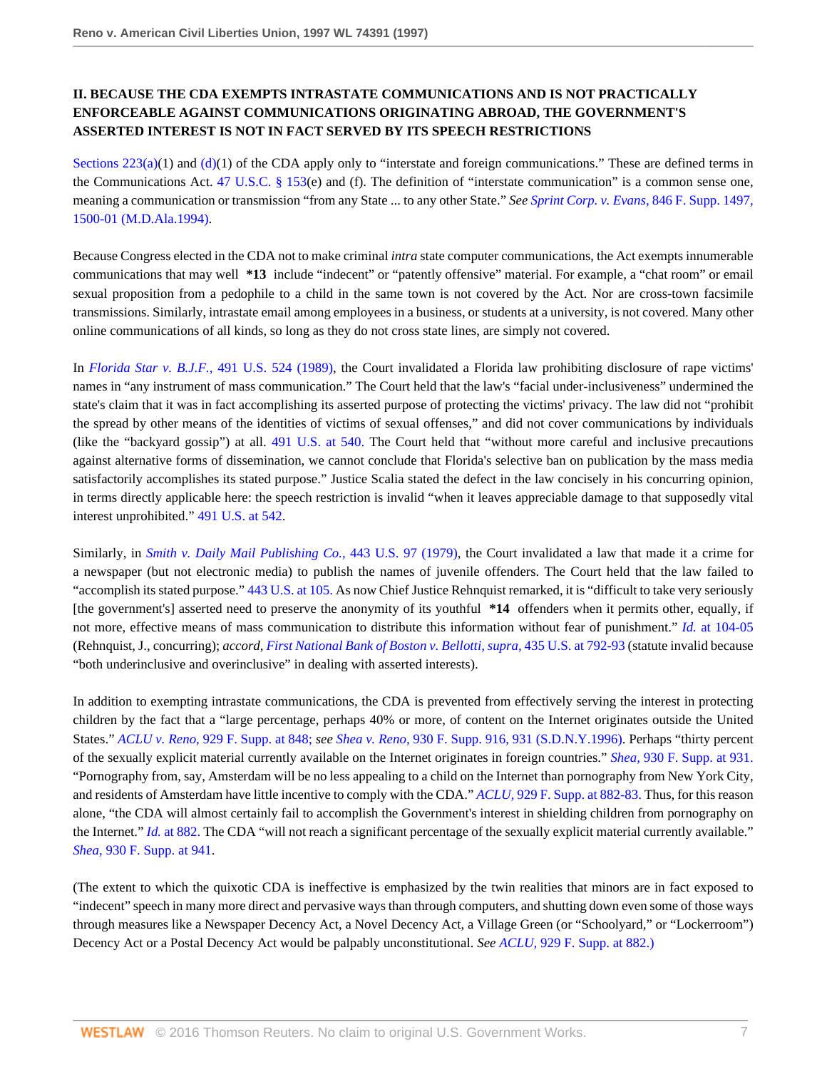**II. BECAUSE THE CDA EXEMPTS INTRASTATE COMMUNICATIONS AND IS NOT PRACTICALLY ENFORCEABLE AGAINST COMMUNICATIONS ORIGINATING ABROAD, THE GOVERNMENT'S ASSERTED INTEREST IS NOT IN FACT SERVED BY ITS SPEECH RESTRICTIONS**

Sections 223(a)(1) and (d)(1) of the CDA apply only to "interstate and foreign communications." These are defined terms in the Communications Act. 47 U.S.C. § 153(e) and (f). The definition of "interstate communication" is a common sense one, meaning a communication or transmission "from any State ... to any other State." *See Sprint Corp. v. Evans,* 846 F. Supp. 1497, 1500-01 (M.D.Ala.1994).

Because Congress elected in the CDA not to make criminal *intra* state computer communications, the Act exempts innumerable communications that may well **\*13** include "indecent" or "patently offensive" material. For example, a "chat room" or email sexual proposition from a pedophile to a child in the same town is not covered by the Act. Nor are cross-town facsimile transmissions. Similarly, intrastate email among employees in a business, or students at a university, is not covered. Many other online communications of all kinds, so long as they do not cross state lines, are simply not covered.

In *Florida Star v. B.J.F.,* 491 U.S. 524 (1989), the Court invalidated a Florida law prohibiting disclosure of rape victims' names in "any instrument of mass communication." The Court held that the law's "facial under-inclusiveness" undermined the state's claim that it was in fact accomplishing its asserted purpose of protecting the victims' privacy. The law did not "prohibit the spread by other means of the identities of victims of sexual offenses," and did not cover communications by individuals (like the "backyard gossip") at all. 491 U.S. at 540. The Court held that "without more careful and inclusive precautions against alternative forms of dissemination, we cannot conclude that Florida's selective ban on publication by the mass media satisfactorily accomplishes its stated purpose." Justice Scalia stated the defect in the law concisely in his concurring opinion, in terms directly applicable here: the speech restriction is invalid "when it leaves appreciable damage to that supposedly vital interest unprohibited." 491 U.S. at 542.

Similarly, in *Smith v. Daily Mail Publishing Co.,* 443 U.S. 97 (1979), the Court invalidated a law that made it a crime for a newspaper (but not electronic media) to publish the names of juvenile offenders. The Court held that the law failed to "accomplish its stated purpose." 443 U.S. at 105. As now Chief Justice Rehnquist remarked, it is "difficult to take very seriously [the government's] asserted need to preserve the anonymity of its youthful **\*14** offenders when it permits other, equally, if not more, effective means of mass communication to distribute this information without fear of punishment." *Id.* at 104-05 (Rehnquist, J., concurring); *accord, First National Bank of Boston v. Bellotti, supra,* 435 U.S. at 792-93 (statute invalid because "both underinclusive and overinclusive" in dealing with asserted interests).

In addition to exempting intrastate communications, the CDA is prevented from effectively serving the interest in protecting children by the fact that a "large percentage, perhaps 40% or more, of content on the Internet originates outside the United States." *ACLU v. Reno,* 929 F. Supp. at 848; *see Shea v. Reno,* 930 F. Supp. 916, 931 (S.D.N.Y.1996). Perhaps "thirty percent of the sexually explicit material currently available on the Internet originates in foreign countries." *Shea,* 930 F. Supp. at 931. "Pornography from, say, Amsterdam will be no less appealing to a child on the Internet than pornography from New York City, and residents of Amsterdam have little incentive to comply with the CDA." *ACLU,* 929 F. Supp. at 882-83. Thus, for this reason alone, "the CDA will almost certainly fail to accomplish the Government's interest in shielding children from pornography on the Internet." *Id.* at 882. The CDA "will not reach a significant percentage of the sexually explicit material currently available." *Shea,* 930 F. Supp. at 941.

(The extent to which the quixotic CDA is ineffective is emphasized by the twin realities that minors are in fact exposed to "indecent" speech in many more direct and pervasive ways than through computers, and shutting down even some of those ways through measures like a Newspaper Decency Act, a Novel Decency Act, a Village Green (or "Schoolyard," or "Lockerroom") Decency Act or a Postal Decency Act would be palpably unconstitutional. *See ACLU,* 929 F. Supp. at 882.)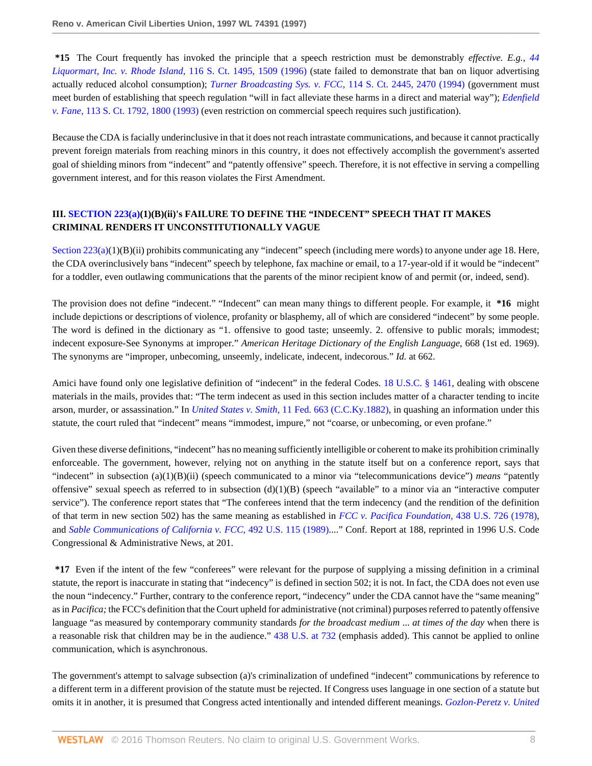**\*15** The Court frequently has invoked the principle that a speech restriction must be demonstrably *effective. E.g., 44 Liquormart, Inc. v. Rhode Island,* 116 S. Ct. 1495, 1509 (1996) (state failed to demonstrate that ban on liquor advertising actually reduced alcohol consumption); *Turner Broadcasting Sys. v. FCC,* 114 S. Ct. 2445, 2470 (1994) (government must meet burden of establishing that speech regulation "will in fact alleviate these harms in a direct and material way"); *Edenfield v. Fane,* 113 S. Ct. 1792, 1800 (1993) (even restriction on commercial speech requires such justification).

Because the CDA is facially underinclusive in that it does not reach intrastate communications, and because it cannot practically prevent foreign materials from reaching minors in this country, it does not effectively accomplish the government's asserted goal of shielding minors from "indecent" and "patently offensive" speech. Therefore, it is not effective in serving a compelling government interest, and for this reason violates the First Amendment.

### III. SECTION 223(a)(1)(B)(ii)'s FAILURE TO DEFINE THE "INDECENT" SPEECH THAT IT MAKES CRIMINAL RENDERS IT UNCONSTITUTIONALLY VAGUE

Section 223(a)(1)(B)(ii) prohibits communicating any "indecent" speech (including mere words) to anyone under age 18. Here, the CDA overinclusively bans "indecent" speech by telephone, fax machine or email, to a 17-year-old if it would be "indecent" for a toddler, even outlawing communications that the parents of the minor recipient know of and permit (or, indeed, send).

The provision does not define "indecent." "Indecent" can mean many things to different people. For example, it **\*16** might include depictions or descriptions of violence, profanity or blasphemy, all of which are considered "indecent" by some people. The word is defined in the dictionary as "1. offensive to good taste; unseemly. 2. offensive to public morals; immodest; indecent exposure-See Synonyms at improper." *American Heritage Dictionary of the English Language,* 668 (1st ed. 1969). The synonyms are "improper, unbecoming, unseemly, indelicate, indecent, indecorous." *Id.* at 662.

Amici have found only one legislative definition of "indecent" in the federal Codes. 18 U.S.C. § 1461, dealing with obscene materials in the mails, provides that: "The term indecent as used in this section includes matter of a character tending to incite arson, murder, or assassination." In *United States v. Smith,* 11 Fed. 663 (C.C.Ky.1882), in quashing an information under this statute, the court ruled that "indecent" means "immodest, impure," not "coarse, or unbecoming, or even profane."

Given these diverse definitions, "indecent" has no meaning sufficiently intelligible or coherent to make its prohibition criminally enforceable. The government, however, relying not on anything in the statute itself but on a conference report, says that "indecent" in subsection (a)(1)(B)(ii) (speech communicated to a minor via "telecommunications device") *means* "patently offensive" sexual speech as referred to in subsection (d)(1)(B) (speech "available" to a minor via an "interactive computer service"). The conference report states that "The conferees intend that the term indecency (and the rendition of the definition of that term in new section 502) has the same meaning as established in *FCC v. Pacifica Foundation,* 438 U.S. 726 (1978), and *Sable Communications of California v. FCC,* 492 U.S. 115 (1989)...." Conf. Report at 188, reprinted in 1996 U.S. Code Congressional & Administrative News, at 201.

**\*17** Even if the intent of the few "conferees" were relevant for the purpose of supplying a missing definition in a criminal statute, the report is inaccurate in stating that "indecency" is defined in section 502; it is not. In fact, the CDA does not even use the noun "indecency." Further, contrary to the conference report, "indecency" under the CDA cannot have the "same meaning" as in *Pacifica;* the FCC's definition that the Court upheld for administrative (not criminal) purposes referred to patently offensive language "as measured by contemporary community standards *for the broadcast medium ... at times of the day* when there is a reasonable risk that children may be in the audience." 438 U.S. at 732 (emphasis added). This cannot be applied to online communication, which is asynchronous.

The government's attempt to salvage subsection (a)'s criminalization of undefined "indecent" communications by reference to a different term in a different provision of the statute must be rejected. If Congress uses language in one section of a statute but omits it in another, it is presumed that Congress acted intentionally and intended different meanings. *Gozlon-Peretz v. United*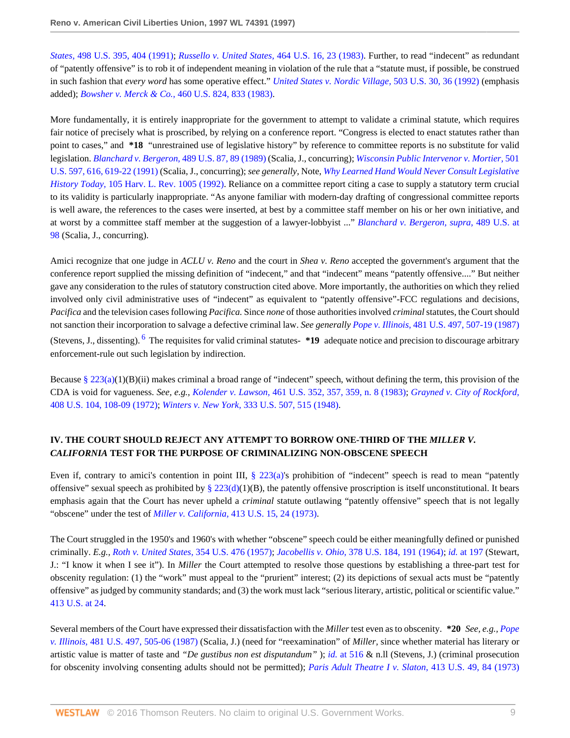*States,* 498 U.S. 395, 404 (1991); *Russello v. United States,* 464 U.S. 16, 23 (1983). Further, to read "indecent" as redundant of "patently offensive" is to rob it of independent meaning in violation of the rule that a "statute must, if possible, be construed in such fashion that *every word* has some operative effect." *United States v. Nordic Village,* 503 U.S. 30, 36 (1992) (emphasis added); *Bowsher v. Merck & Co.,* 460 U.S. 824, 833 (1983).

More fundamentally, it is entirely inappropriate for the government to attempt to validate a criminal statute, which requires fair notice of precisely what is proscribed, by relying on a conference report. "Congress is elected to enact statutes rather than point to cases," and **\*18** "unrestrained use of legislative history" by reference to committee reports is no substitute for valid legislation. *Blanchard v. Bergeron,* 489 U.S. 87, 89 (1989) (Scalia, J., concurring); *Wisconsin Public Intervenor v. Mortier,* 501 U.S. 597, 616, 619-22 (1991) (Scalia, J., concurring); *see generally*, Note, *Why Learned Hand Would Never Consult Legislative History Today,* 105 Harv. L. Rev. 1005 (1992). Reliance on a committee report citing a case to supply a statutory term crucial to its validity is particularly inappropriate. "As anyone familiar with modern-day drafting of congressional committee reports is well aware, the references to the cases were inserted, at best by a committee staff member on his or her own initiative, and at worst by a committee staff member at the suggestion of a lawyer-lobbyist ..." *Blanchard v. Bergeron, supra,* 489 U.S. at 98 (Scalia, J., concurring).

Amici recognize that one judge in *ACLU v. Reno* and the court in *Shea v. Reno* accepted the government's argument that the conference report supplied the missing definition of "indecent," and that "indecent" means "patently offensive...." But neither gave any consideration to the rules of statutory construction cited above. More importantly, the authorities on which they relied involved only civil administrative uses of "indecent" as equivalent to "patently offensive"-FCC regulations and decisions, *Pacifica* and the television cases following *Pacifica.* Since *none* of those authorities involved *criminal* statutes, the Court should not sanction their incorporation to salvage a defective criminal law. *See generally* *Pope v. Illinois,* 481 U.S. 497, 507-19 (1987) (Stevens, J., dissenting).[6] The requisites for valid criminal statutes- **\*19** adequate notice and precision to discourage arbitrary enforcement-rule out such legislation by indirection.

Because § 223(a)(1)(B)(ii) makes criminal a broad range of "indecent" speech, without defining the term, this provision of the CDA is void for vagueness. *See, e.g.,* *Kolender v. Lawson,* 461 U.S. 352, 357, 359, n. 8 (1983); *Grayned v. City of Rockford,* 408 U.S. 104, 108-09 (1972); *Winters v. New York,* 333 U.S. 507, 515 (1948).

## IV. THE COURT SHOULD REJECT ANY ATTEMPT TO BORROW ONE-THIRD OF THE *MILLER V. CALIFORNIA* TEST FOR THE PURPOSE OF CRIMINALIZING NON-OBSCENE SPEECH

Even if, contrary to amici's contention in point III, § 223(a)'s prohibition of "indecent" speech is read to mean "patently offensive" sexual speech as prohibited by § 223(d)(1)(B), the patently offensive proscription is itself unconstitutional. It bears emphasis again that the Court has never upheld a *criminal* statute outlawing "patently offensive" speech that is not legally "obscene" under the test of *Miller v. California,* 413 U.S. 15, 24 (1973).

The Court struggled in the 1950's and 1960's with whether "obscene" speech could be either meaningfully defined or punished criminally. *E.g., Roth v. United States,* 354 U.S. 476 (1957); *Jacobellis v. Ohio,* 378 U.S. 184, 191 (1964); *id.* at 197 (Stewart, J.: "I know it when I see it"). In *Miller* the Court attempted to resolve those questions by establishing a three-part test for obscenity regulation: (1) the "work" must appeal to the "prurient" interest; (2) its depictions of sexual acts must be "patently offensive" as judged by community standards; and (3) the work must lack "serious literary, artistic, political or scientific value." 413 U.S. at 24.

Several members of the Court have expressed their dissatisfaction with the *Miller* test even as to obscenity. **\*20** *See, e.g., Pope v. Illinois,* 481 U.S. 497, 505-06 (1987) (Scalia, J.) (need for "reexamination" of *Miller,* since whether material has literary or artistic value is matter of taste and *"De gustibus non est disputandum"* ); *id.* at 516 & n.ll (Stevens, J.) (criminal prosecution for obscenity involving consenting adults should not be permitted); *Paris Adult Theatre I v. Slaton,* 413 U.S. 49, 84 (1973)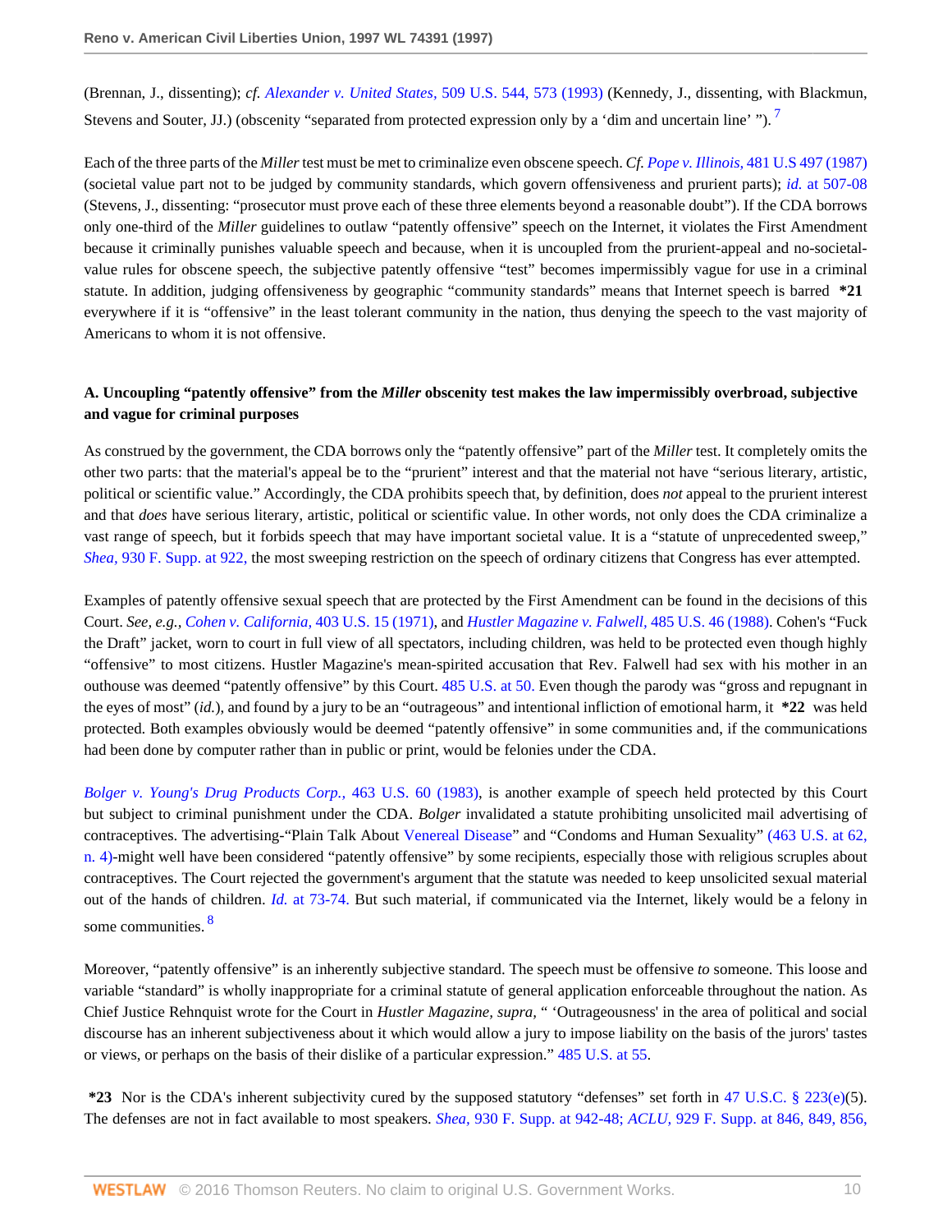(Brennan, J., dissenting); *cf. Alexander v. United States,* 509 U.S. 544, 573 (1993) (Kennedy, J., dissenting, with Blackmun, Stevens and Souter, JJ.) (obscenity "separated from protected expression only by a 'dim and uncertain line' ").[7]

Each of the three parts of the *Miller* test must be met to criminalize even obscene speech. *Cf. Pope v. Illinois,* 481 U.S 497 (1987) (societal value part not to be judged by community standards, which govern offensiveness and prurient parts); *id.* at 507-08 (Stevens, J., dissenting: "prosecutor must prove each of these three elements beyond a reasonable doubt"). If the CDA borrows only one-third of the *Miller* guidelines to outlaw "patently offensive" speech on the Internet, it violates the First Amendment because it criminally punishes valuable speech and because, when it is uncoupled from the prurient-appeal and no-societal-value rules for obscene speech, the subjective patently offensive "test" becomes impermissibly vague for use in a criminal statute. In addition, judging offensiveness by geographic "community standards" means that Internet speech is barred **\*21** everywhere if it is "offensive" in the least tolerant community in the nation, thus denying the speech to the vast majority of Americans to whom it is not offensive.

### A. Uncoupling "patently offensive" from the *Miller* obscenity test makes the law impermissibly overbroad, subjective and vague for criminal purposes

As construed by the government, the CDA borrows only the "patently offensive" part of the *Miller* test. It completely omits the other two parts: that the material's appeal be to the "prurient" interest and that the material not have "serious literary, artistic, political or scientific value." Accordingly, the CDA prohibits speech that, by definition, does *not* appeal to the prurient interest and that *does* have serious literary, artistic, political or scientific value. In other words, not only does the CDA criminalize a vast range of speech, but it forbids speech that may have important societal value. It is a "statute of unprecedented sweep," *Shea,* 930 F. Supp. at 922, the most sweeping restriction on the speech of ordinary citizens that Congress has ever attempted.

Examples of patently offensive sexual speech that are protected by the First Amendment can be found in the decisions of this Court. *See, e.g., Cohen v. California,* 403 U.S. 15 (1971), and *Hustler Magazine v. Falwell,* 485 U.S. 46 (1988). Cohen's "Fuck the Draft" jacket, worn to court in full view of all spectators, including children, was held to be protected even though highly "offensive" to most citizens. Hustler Magazine's mean-spirited accusation that Rev. Falwell had sex with his mother in an outhouse was deemed "patently offensive" by this Court. 485 U.S. at 50. Even though the parody was "gross and repugnant in the eyes of most" (*id.*), and found by a jury to be an "outrageous" and intentional infliction of emotional harm, it **\*22** was held protected. Both examples obviously would be deemed "patently offensive" in some communities and, if the communications had been done by computer rather than in public or print, would be felonies under the CDA.

*Bolger v. Young's Drug Products Corp.,* 463 U.S. 60 (1983), is another example of speech held protected by this Court but subject to criminal punishment under the CDA. *Bolger* invalidated a statute prohibiting unsolicited mail advertising of contraceptives. The advertising-"Plain Talk About Venereal Disease" and "Condoms and Human Sexuality" (463 U.S. at 62, n. 4)-might well have been considered "patently offensive" by some recipients, especially those with religious scruples about contraceptives. The Court rejected the government's argument that the statute was needed to keep unsolicited sexual material out of the hands of children. *Id.* at 73-74. But such material, if communicated via the Internet, likely would be a felony in some communities.[8]

Moreover, "patently offensive" is an inherently subjective standard. The speech must be offensive *to* someone. This loose and variable "standard" is wholly inappropriate for a criminal statute of general application enforceable throughout the nation. As Chief Justice Rehnquist wrote for the Court in *Hustler Magazine, supra,* " 'Outrageousness' in the area of political and social discourse has an inherent subjectiveness about it which would allow a jury to impose liability on the basis of the jurors' tastes or views, or perhaps on the basis of their dislike of a particular expression." 485 U.S. at 55.

**\*23** Nor is the CDA's inherent subjectivity cured by the supposed statutory "defenses" set forth in 47 U.S.C. § 223(e)(5). The defenses are not in fact available to most speakers. *Shea,* 930 F. Supp. at 942-48; *ACLU,* 929 F. Supp. at 846, 849, 856,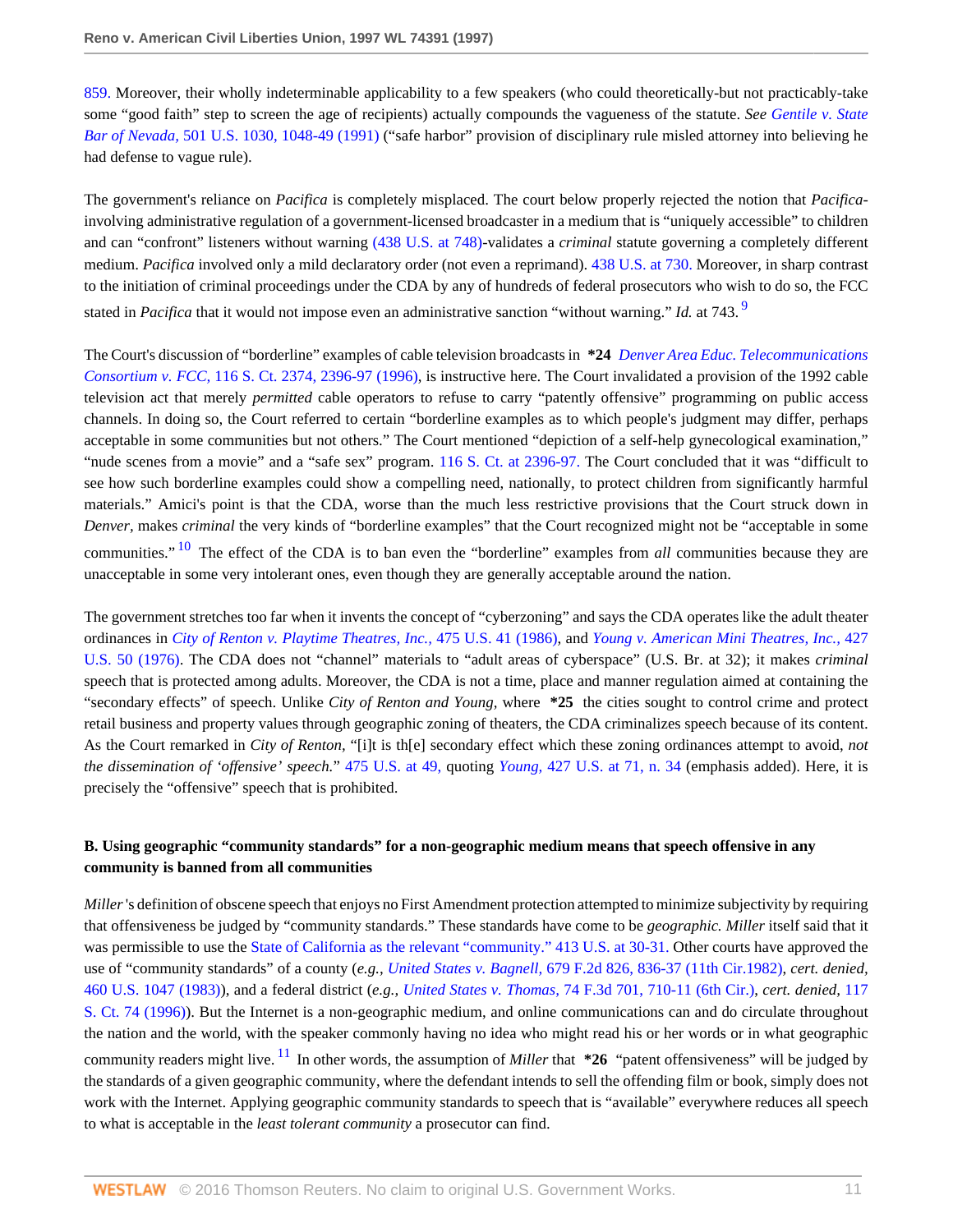859. Moreover, their wholly indeterminable applicability to a few speakers (who could theoretically-but not practicably-take some "good faith" step to screen the age of recipients) actually compounds the vagueness of the statute. *See Gentile v. State Bar of Nevada,* 501 U.S. 1030, 1048-49 (1991) ("safe harbor" provision of disciplinary rule misled attorney into believing he had defense to vague rule).

The government's reliance on *Pacifica* is completely misplaced. The court below properly rejected the notion that *Pacifica*-involving administrative regulation of a government-licensed broadcaster in a medium that is "uniquely accessible" to children and can "confront" listeners without warning (438 U.S. at 748)-validates a *criminal* statute governing a completely different medium. *Pacifica* involved only a mild declaratory order (not even a reprimand). 438 U.S. at 730. Moreover, in sharp contrast to the initiation of criminal proceedings under the CDA by any of hundreds of federal prosecutors who wish to do so, the FCC stated in *Pacifica* that it would not impose even an administrative sanction "without warning." *Id.* at 743. [9]

The Court's discussion of "borderline" examples of cable television broadcasts in **\*24** *Denver Area Educ. Telecommunications Consortium v. FCC,* 116 S. Ct. 2374, 2396-97 (1996), is instructive here. The Court invalidated a provision of the 1992 cable television act that merely *permitted* cable operators to refuse to carry "patently offensive" programming on public access channels. In doing so, the Court referred to certain "borderline examples as to which people's judgment may differ, perhaps acceptable in some communities but not others." The Court mentioned "depiction of a self-help gynecological examination," "nude scenes from a movie" and a "safe sex" program. 116 S. Ct. at 2396-97. The Court concluded that it was "difficult to see how such borderline examples could show a compelling need, nationally, to protect children from significantly harmful materials." Amici's point is that the CDA, worse than the much less restrictive provisions that the Court struck down in *Denver,* makes *criminal* the very kinds of "borderline examples" that the Court recognized might not be "acceptable in some communities." [10] The effect of the CDA is to ban even the "borderline" examples from *all* communities because they are unacceptable in some very intolerant ones, even though they are generally acceptable around the nation.

The government stretches too far when it invents the concept of "cyberzoning" and says the CDA operates like the adult theater ordinances in *City of Renton v. Playtime Theatres, Inc.,* 475 U.S. 41 (1986), and *Young v. American Mini Theatres, Inc.,* 427 U.S. 50 (1976). The CDA does not "channel" materials to "adult areas of cyberspace" (U.S. Br. at 32); it makes *criminal* speech that is protected among adults. Moreover, the CDA is not a time, place and manner regulation aimed at containing the "secondary effects" of speech. Unlike *City of Renton and Young,* where **\*25** the cities sought to control crime and protect retail business and property values through geographic zoning of theaters, the CDA criminalizes speech because of its content. As the Court remarked in *City of Renton,* "[i]t is th[e] secondary effect which these zoning ordinances attempt to avoid, *not the dissemination of 'offensive' speech.*" 475 U.S. at 49, quoting *Young,* 427 U.S. at 71, n. 34 (emphasis added). Here, it is precisely the "offensive" speech that is prohibited.

### B. Using geographic "community standards" for a non-geographic medium means that speech offensive in any community is banned from all communities

*Miller*'s definition of obscene speech that enjoys no First Amendment protection attempted to minimize subjectivity by requiring that offensiveness be judged by "community standards." These standards have come to be *geographic. Miller* itself said that it was permissible to use the State of California as the relevant "community." 413 U.S. at 30-31. Other courts have approved the use of "community standards" of a county (*e.g., United States v. Bagnell,* 679 F.2d 826, 836-37 (11th Cir.1982), *cert. denied,* 460 U.S. 1047 (1983)), and a federal district (*e.g., United States v. Thomas,* 74 F.3d 701, 710-11 (6th Cir.), *cert. denied,* 117 S. Ct. 74 (1996)). But the Internet is a non-geographic medium, and online communications can and do circulate throughout the nation and the world, with the speaker commonly having no idea who might read his or her words or in what geographic community readers might live. [11] In other words, the assumption of *Miller* that **\*26** "patent offensiveness" will be judged by the standards of a given geographic community, where the defendant intends to sell the offending film or book, simply does not work with the Internet. Applying geographic community standards to speech that is "available" everywhere reduces all speech to what is acceptable in the *least tolerant community* a prosecutor can find.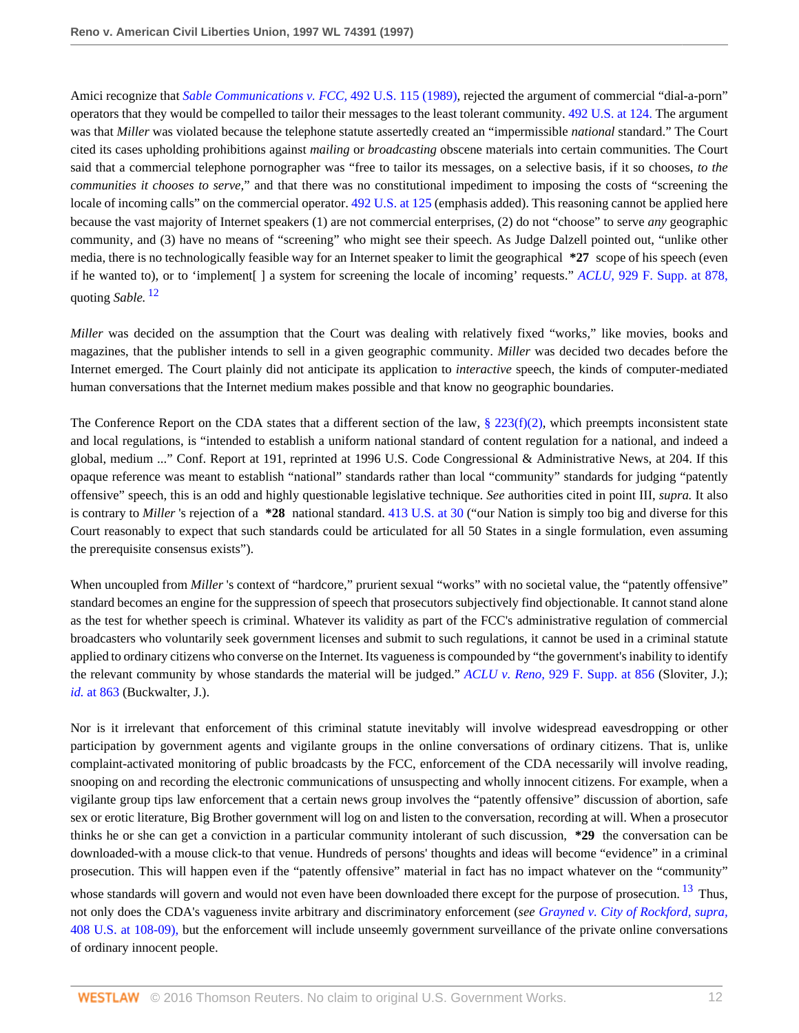Amici recognize that *Sable Communications v. FCC,* 492 U.S. 115 (1989), rejected the argument of commercial "dial-a-porn" operators that they would be compelled to tailor their messages to the least tolerant community. 492 U.S. at 124. The argument was that *Miller* was violated because the telephone statute assertedly created an "impermissible *national* standard." The Court cited its cases upholding prohibitions against *mailing* or *broadcasting* obscene materials into certain communities. The Court said that a commercial telephone pornographer was "free to tailor its messages, on a selective basis, if it so chooses, *to the communities it chooses to serve,*" and that there was no constitutional impediment to imposing the costs of "screening the locale of incoming calls" on the commercial operator. 492 U.S. at 125 (emphasis added). This reasoning cannot be applied here because the vast majority of Internet speakers (1) are not commercial enterprises, (2) do not "choose" to serve *any* geographic community, and (3) have no means of "screening" who might see their speech. As Judge Dalzell pointed out, "unlike other media, there is no technologically feasible way for an Internet speaker to limit the geographical **\*27** scope of his speech (even if he wanted to), or to 'implement[ ] a system for screening the locale of incoming' requests." *ACLU,* 929 F. Supp. at 878, quoting *Sable.* [12]

*Miller* was decided on the assumption that the Court was dealing with relatively fixed "works," like movies, books and magazines, that the publisher intends to sell in a given geographic community. *Miller* was decided two decades before the Internet emerged. The Court plainly did not anticipate its application to *interactive* speech, the kinds of computer-mediated human conversations that the Internet medium makes possible and that know no geographic boundaries.

The Conference Report on the CDA states that a different section of the law, § 223(f)(2), which preempts inconsistent state and local regulations, is "intended to establish a uniform national standard of content regulation for a national, and indeed a global, medium ..." Conf. Report at 191, reprinted at 1996 U.S. Code Congressional & Administrative News, at 204. If this opaque reference was meant to establish "national" standards rather than local "community" standards for judging "patently offensive" speech, this is an odd and highly questionable legislative technique. *See* authorities cited in point III, *supra.* It also is contrary to *Miller* 's rejection of a **\*28** national standard. 413 U.S. at 30 ("our Nation is simply too big and diverse for this Court reasonably to expect that such standards could be articulated for all 50 States in a single formulation, even assuming the prerequisite consensus exists").

When uncoupled from *Miller* 's context of "hardcore," prurient sexual "works" with no societal value, the "patently offensive" standard becomes an engine for the suppression of speech that prosecutors subjectively find objectionable. It cannot stand alone as the test for whether speech is criminal. Whatever its validity as part of the FCC's administrative regulation of commercial broadcasters who voluntarily seek government licenses and submit to such regulations, it cannot be used in a criminal statute applied to ordinary citizens who converse on the Internet. Its vagueness is compounded by "the government's inability to identify the relevant community by whose standards the material will be judged." *ACLU v. Reno,* 929 F. Supp. at 856 (Sloviter, J.); *id.* at 863 (Buckwalter, J.).

Nor is it irrelevant that enforcement of this criminal statute inevitably will involve widespread eavesdropping or other participation by government agents and vigilante groups in the online conversations of ordinary citizens. That is, unlike complaint-activated monitoring of public broadcasts by the FCC, enforcement of the CDA necessarily will involve reading, snooping on and recording the electronic communications of unsuspecting and wholly innocent citizens. For example, when a vigilante group tips law enforcement that a certain news group involves the "patently offensive" discussion of abortion, safe sex or erotic literature, Big Brother government will log on and listen to the conversation, recording at will. When a prosecutor thinks he or she can get a conviction in a particular community intolerant of such discussion, **\*29** the conversation can be downloaded-with a mouse click-to that venue. Hundreds of persons' thoughts and ideas will become "evidence" in a criminal prosecution. This will happen even if the "patently offensive" material in fact has no impact whatever on the "community" whose standards will govern and would not even have been downloaded there except for the purpose of prosecution. [13] Thus, not only does the CDA's vagueness invite arbitrary and discriminatory enforcement (*see Grayned v. City of Rockford, supra,* 408 U.S. at 108-09), but the enforcement will include unseemly government surveillance of the private online conversations of ordinary innocent people.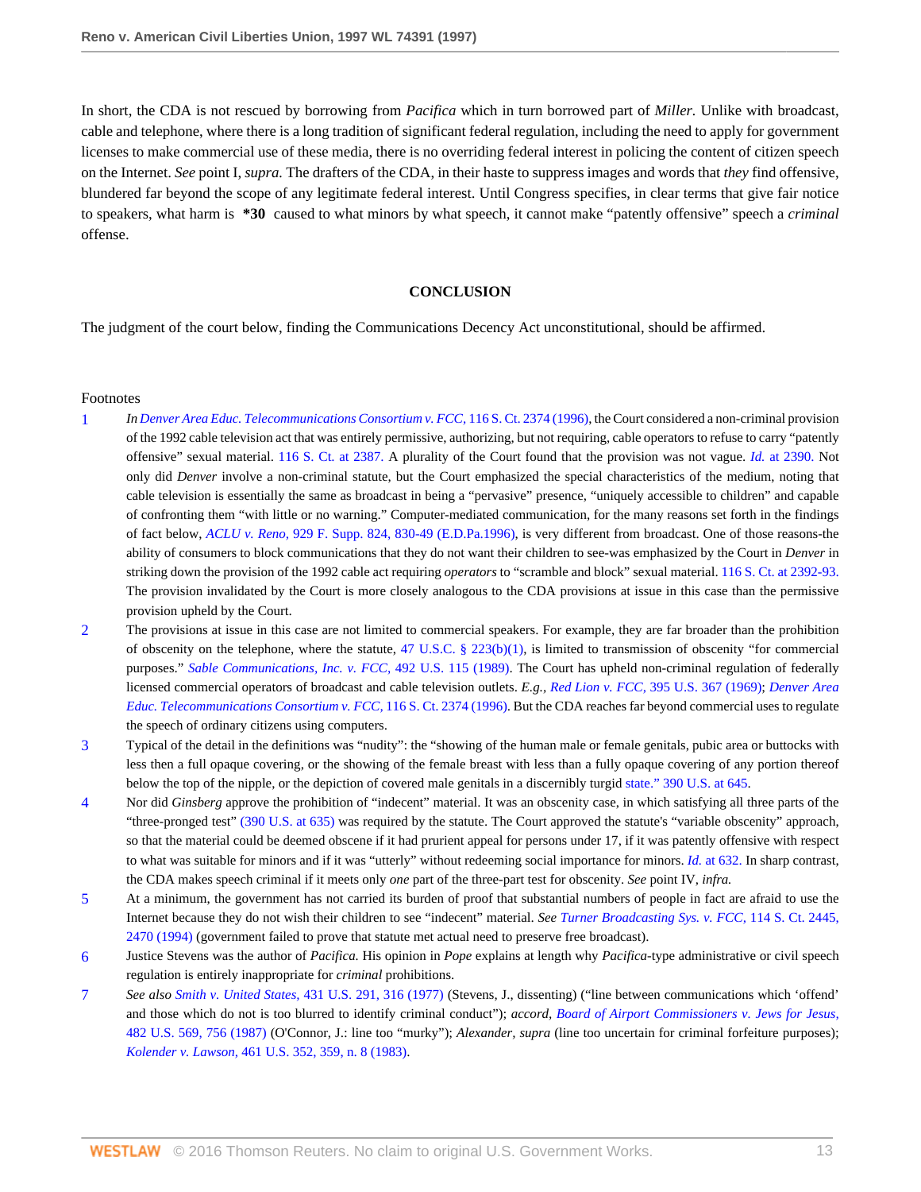In short, the CDA is not rescued by borrowing from *Pacifica* which in turn borrowed part of *Miller.* Unlike with broadcast, cable and telephone, where there is a long tradition of significant federal regulation, including the need to apply for government licenses to make commercial use of these media, there is no overriding federal interest in policing the content of citizen speech on the Internet. *See* point I, *supra.* The drafters of the CDA, in their haste to suppress images and words that *they* find offensive, blundered far beyond the scope of any legitimate federal interest. Until Congress specifies, in clear terms that give fair notice to speakers, what harm is **\*30** caused to what minors by what speech, it cannot make "patently offensive" speech a *criminal* offense.

## CONCLUSION

The judgment of the court below, finding the Communications Decency Act unconstitutional, should be affirmed.

Footnotes

1. In *Denver Area Educ. Telecommunications Consortium v. FCC,* 116 S. Ct. 2374 (1996), the Court considered a non-criminal provision of the 1992 cable television act that was entirely permissive, authorizing, but not requiring, cable operators to refuse to carry "patently offensive" sexual material. 116 S. Ct. at 2387. A plurality of the Court found that the provision was not vague. *Id.* at 2390. Not only did *Denver* involve a non-criminal statute, but the Court emphasized the special characteristics of the medium, noting that cable television is essentially the same as broadcast in being a "pervasive" presence, "uniquely accessible to children" and capable of confronting them "with little or no warning." Computer-mediated communication, for the many reasons set forth in the findings of fact below, *ACLU v. Reno,* 929 F. Supp. 824, 830-49 (E.D.Pa.1996), is very different from broadcast. One of those reasons-the ability of consumers to block communications that they do not want their children to see-was emphasized by the Court in *Denver* in striking down the provision of the 1992 cable act requiring *operators* to "scramble and block" sexual material. 116 S. Ct. at 2392-93. The provision invalidated by the Court is more closely analogous to the CDA provisions at issue in this case than the permissive provision upheld by the Court.

2. The provisions at issue in this case are not limited to commercial speakers. For example, they are far broader than the prohibition of obscenity on the telephone, where the statute, 47 U.S.C. § 223(b)(1), is limited to transmission of obscenity "for commercial purposes." *Sable Communications, Inc. v. FCC,* 492 U.S. 115 (1989). The Court has upheld non-criminal regulation of federally licensed commercial operators of broadcast and cable television outlets. *E.g., Red Lion v. FCC,* 395 U.S. 367 (1969); *Denver Area Educ. Telecommunications Consortium v. FCC,* 116 S. Ct. 2374 (1996). But the CDA reaches far beyond commercial uses to regulate the speech of ordinary citizens using computers.

3. Typical of the detail in the definitions was "nudity": the "showing of the human male or female genitals, pubic area or buttocks with less then a full opaque covering, or the showing of the female breast with less than a fully opaque covering of any portion thereof below the top of the nipple, or the depiction of covered male genitals in a discernibly turgid state." 390 U.S. at 645.

4. Nor did *Ginsberg* approve the prohibition of "indecent" material. It was an obscenity case, in which satisfying all three parts of the "three-pronged test" (390 U.S. at 635) was required by the statute. The Court approved the statute's "variable obscenity" approach, so that the material could be deemed obscene if it had prurient appeal for persons under 17, if it was patently offensive with respect to what was suitable for minors and if it was "utterly" without redeeming social importance for minors. *Id.* at 632. In sharp contrast, the CDA makes speech criminal if it meets only *one* part of the three-part test for obscenity. *See* point IV, *infra.*

5. At a minimum, the government has not carried its burden of proof that substantial numbers of people in fact are afraid to use the Internet because they do not wish their children to see "indecent" material. *See Turner Broadcasting Sys. v. FCC,* 114 S. Ct. 2445, 2470 (1994) (government failed to prove that statute met actual need to preserve free broadcast).

6. Justice Stevens was the author of *Pacifica.* His opinion in *Pope* explains at length why *Pacifica*-type administrative or civil speech regulation is entirely inappropriate for *criminal* prohibitions.

7. *See also Smith v. United States,* 431 U.S. 291, 316 (1977) (Stevens, J., dissenting) ("line between communications which 'offend' and those which do not is too blurred to identify criminal conduct"); *accord, Board of Airport Commissioners v. Jews for Jesus,* 482 U.S. 569, 756 (1987) (O'Connor, J.: line too "murky"); *Alexander, supra* (line too uncertain for criminal forfeiture purposes); *Kolender v. Lawson,* 461 U.S. 352, 359, n. 8 (1983).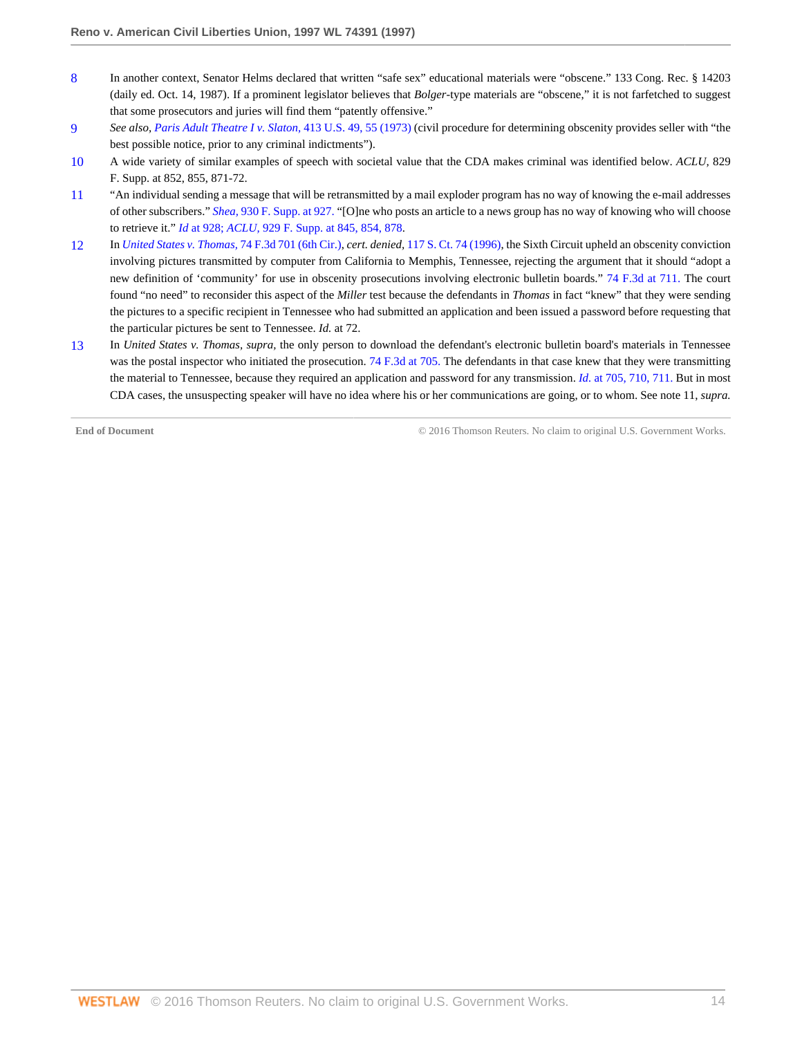8 In another context, Senator Helms declared that written "safe sex" educational materials were "obscene." 133 Cong. Rec. § 14203 (daily ed. Oct. 14, 1987). If a prominent legislator believes that *Bolger*-type materials are "obscene," it is not farfetched to suggest that some prosecutors and juries will find them "patently offensive."

9 *See also, Paris Adult Theatre I v. Slaton,* 413 U.S. 49, 55 (1973) (civil procedure for determining obscenity provides seller with "the best possible notice, prior to any criminal indictments").

10 A wide variety of similar examples of speech with societal value that the CDA makes criminal was identified below. *ACLU,* 829 F. Supp. at 852, 855, 871-72.

11 "An individual sending a message that will be retransmitted by a mail exploder program has no way of knowing the e-mail addresses of other subscribers." *Shea,* 930 F. Supp. at 927. "[O]ne who posts an article to a news group has no way of knowing who will choose to retrieve it." *Id* at 928; *ACLU,* 929 F. Supp. at 845, 854, 878.

12 In *United States v. Thomas,* 74 F.3d 701 (6th Cir.), *cert. denied,* 117 S. Ct. 74 (1996), the Sixth Circuit upheld an obscenity conviction involving pictures transmitted by computer from California to Memphis, Tennessee, rejecting the argument that it should "adopt a new definition of 'community' for use in obscenity prosecutions involving electronic bulletin boards." 74 F.3d at 711. The court found "no need" to reconsider this aspect of the *Miller* test because the defendants in *Thomas* in fact "knew" that they were sending the pictures to a specific recipient in Tennessee who had submitted an application and been issued a password before requesting that the particular pictures be sent to Tennessee. *Id.* at 72.

13 In *United States v. Thomas, supra,* the only person to download the defendant's electronic bulletin board's materials in Tennessee was the postal inspector who initiated the prosecution. 74 F.3d at 705. The defendants in that case knew that they were transmitting the material to Tennessee, because they required an application and password for any transmission. *Id.* at 705, 710, 711. But in most CDA cases, the unsuspecting speaker will have no idea where his or her communications are going, or to whom. See note 11, *supra.*

**End of Document** © 2016 Thomson Reuters. No claim to original U.S. Government Works.